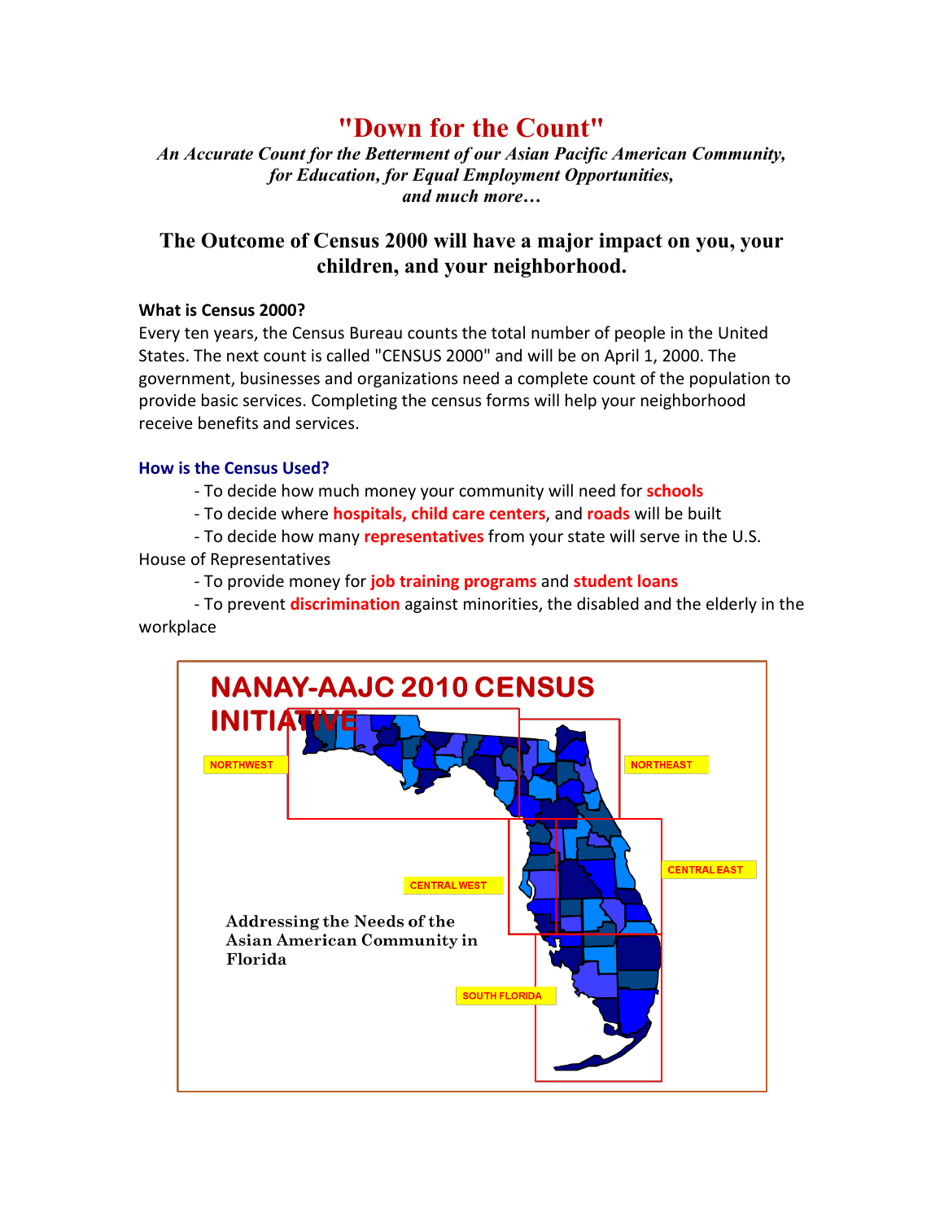# "Down for the Count"

*An Accurate Count for the Betterment of our Asian Pacific American Community, for Education, for Equal Employment Opportunities, and much more…*

## The Outcome of Census 2000 will have a major impact on you, your children, and your neighborhood.

**What is Census 2000?**

Every ten years, the Census Bureau counts the total number of people in the United States. The next count is called "CENSUS 2000" and will be on April 1, 2000. The government, businesses and organizations need a complete count of the population to provide basic services. Completing the census forms will help your neighborhood receive benefits and services.

**How is the Census Used?**

- To decide how much money your community will need for **schools**
- To decide where **hospitals, child care centers**, and **roads** will be built
- To decide how many **representatives** from your state will serve in the U.S. House of Representatives
- To provide money for **job training programs** and **student loans**
- To prevent **discrimination** against minorities, the disabled and the elderly in the workplace

**NANAY-AAJC 2010 CENSUS INITIATIVE**

NORTHWEST

NORTHEAST

CENTRAL WEST

CENTRAL EAST

SOUTH FLORIDA

Addressing the Needs of the Asian American Community in Florida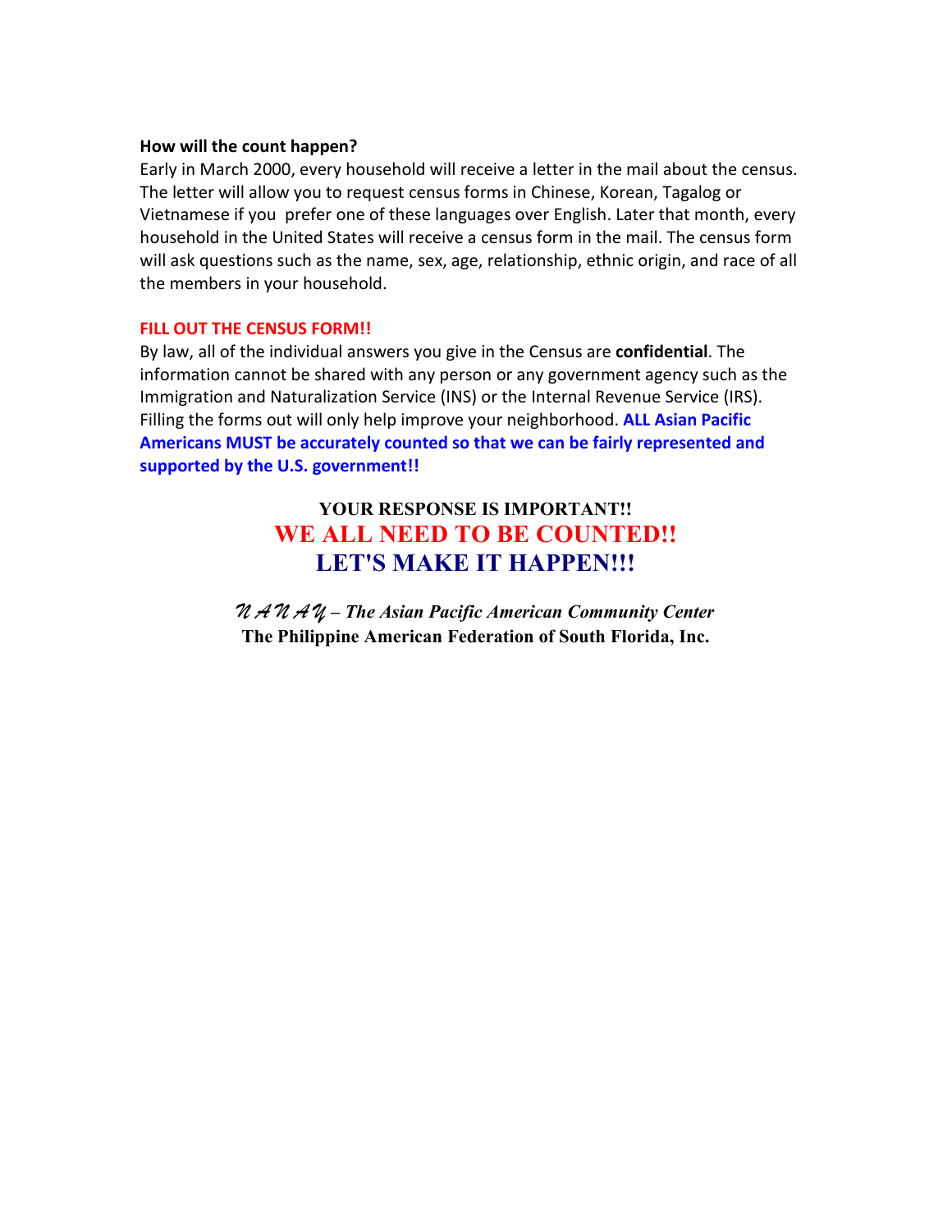**How will the count happen?**

Early in March 2000, every household will receive a letter in the mail about the census. The letter will allow you to request census forms in Chinese, Korean, Tagalog or Vietnamese if you prefer one of these languages over English. Later that month, every household in the United States will receive a census form in the mail. The census form will ask questions such as the name, sex, age, relationship, ethnic origin, and race of all the members in your household.

**FILL OUT THE CENSUS FORM!!**

By law, all of the individual answers you give in the Census are **confidential**. The information cannot be shared with any person or any government agency such as the Immigration and Naturalization Service (INS) or the Internal Revenue Service (IRS). Filling the forms out will only help improve your neighborhood. **ALL Asian Pacific Americans MUST be accurately counted so that we can be fairly represented and supported by the U.S. government!!**

**YOUR RESPONSE IS IMPORTANT!!**

**WE ALL NEED TO BE COUNTED!!**

**LET'S MAKE IT HAPPEN!!!**

***NANAY – The Asian Pacific American Community Center***

**The Philippine American Federation of South Florida, Inc.**